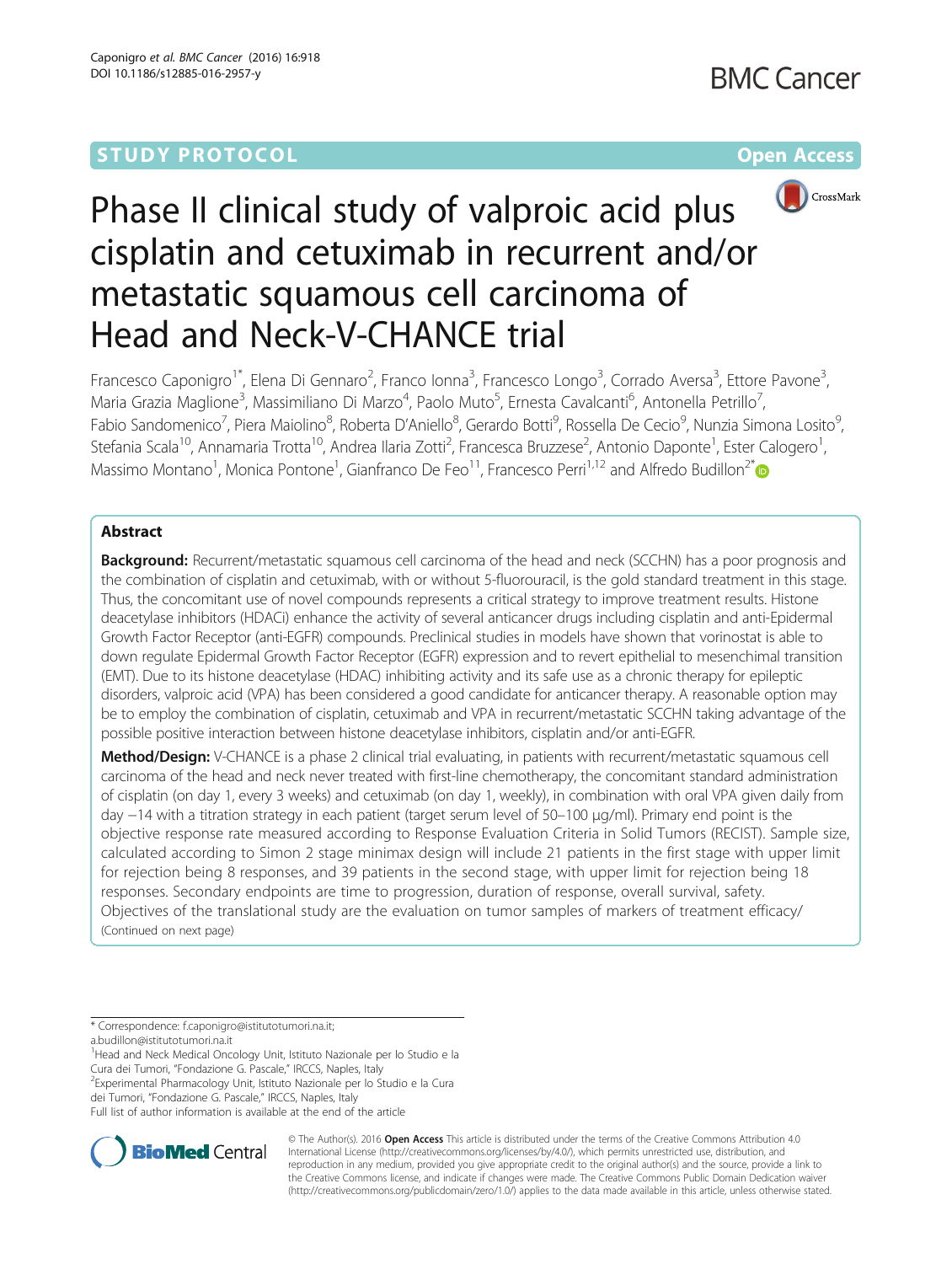STUDY PROTOCOL

Open Access

# Phase II clinical study of valproic acid plus cisplatin and cetuximab in recurrent and/or metastatic squamous cell carcinoma of Head and Neck-V-CHANCE trial

Francesco Caponigro[1*], Elena Di Gennaro[2], Franco Ionna[3], Francesco Longo[3], Corrado Aversa[3], Ettore Pavone[3], Maria Grazia Maglione[3], Massimiliano Di Marzo[4], Paolo Muto[5], Ernesta Cavalcanti[6], Antonella Petrillo[7], Fabio Sandomenico[7], Piera Maiolino[8], Roberta D'Aniello[8], Gerardo Botti[9], Rossella De Cecio[9], Nunzia Simona Losito[9], Stefania Scala[10], Annamaria Trotta[10], Andrea Ilaria Zotti[2], Francesca Bruzzese[2], Antonio Daponte[1], Ester Calogero[1], Massimo Montano[1], Monica Pontone[1], Gianfranco De Feo[11], Francesco Perri[1,12] and Alfredo Budillon[2*]

## Abstract

**Background:** Recurrent/metastatic squamous cell carcinoma of the head and neck (SCCHN) has a poor prognosis and the combination of cisplatin and cetuximab, with or without 5-fluorouracil, is the gold standard treatment in this stage. Thus, the concomitant use of novel compounds represents a critical strategy to improve treatment results. Histone deacetylase inhibitors (HDACi) enhance the activity of several anticancer drugs including cisplatin and anti-Epidermal Growth Factor Receptor (anti-EGFR) compounds. Preclinical studies in models have shown that vorinostat is able to down regulate Epidermal Growth Factor Receptor (EGFR) expression and to revert epithelial to mesenchimal transition (EMT). Due to its histone deacetylase (HDAC) inhibiting activity and its safe use as a chronic therapy for epileptic disorders, valproic acid (VPA) has been considered a good candidate for anticancer therapy. A reasonable option may be to employ the combination of cisplatin, cetuximab and VPA in recurrent/metastatic SCCHN taking advantage of the possible positive interaction between histone deacetylase inhibitors, cisplatin and/or anti-EGFR.

**Method/Design:** V-CHANCE is a phase 2 clinical trial evaluating, in patients with recurrent/metastatic squamous cell carcinoma of the head and neck never treated with first-line chemotherapy, the concomitant standard administration of cisplatin (on day 1, every 3 weeks) and cetuximab (on day 1, weekly), in combination with oral VPA given daily from day −14 with a titration strategy in each patient (target serum level of 50–100 μg/ml). Primary end point is the objective response rate measured according to Response Evaluation Criteria in Solid Tumors (RECIST). Sample size, calculated according to Simon 2 stage minimax design will include 21 patients in the first stage with upper limit for rejection being 8 responses, and 39 patients in the second stage, with upper limit for rejection being 18 responses. Secondary endpoints are time to progression, duration of response, overall survival, safety. Objectives of the translational study are the evaluation on tumor samples of markers of treatment efficacy/

(Continued on next page)

\* Correspondence: f.caponigro@istitutotumori.na.it; a.budillon@istitutotumori.na.it

[1]Head and Neck Medical Oncology Unit, Istituto Nazionale per lo Studio e la Cura dei Tumori, "Fondazione G. Pascale," IRCCS, Naples, Italy

[2]Experimental Pharmacology Unit, Istituto Nazionale per lo Studio e la Cura dei Tumori, "Fondazione G. Pascale," IRCCS, Naples, Italy

Full list of author information is available at the end of the article

© The Author(s). 2016 **Open Access** This article is distributed under the terms of the Creative Commons Attribution 4.0 International License (http://creativecommons.org/licenses/by/4.0/), which permits unrestricted use, distribution, and reproduction in any medium, provided you give appropriate credit to the original author(s) and the source, provide a link to the Creative Commons license, and indicate if changes were made. The Creative Commons Public Domain Dedication waiver (http://creativecommons.org/publicdomain/zero/1.0/) applies to the data made available in this article, unless otherwise stated.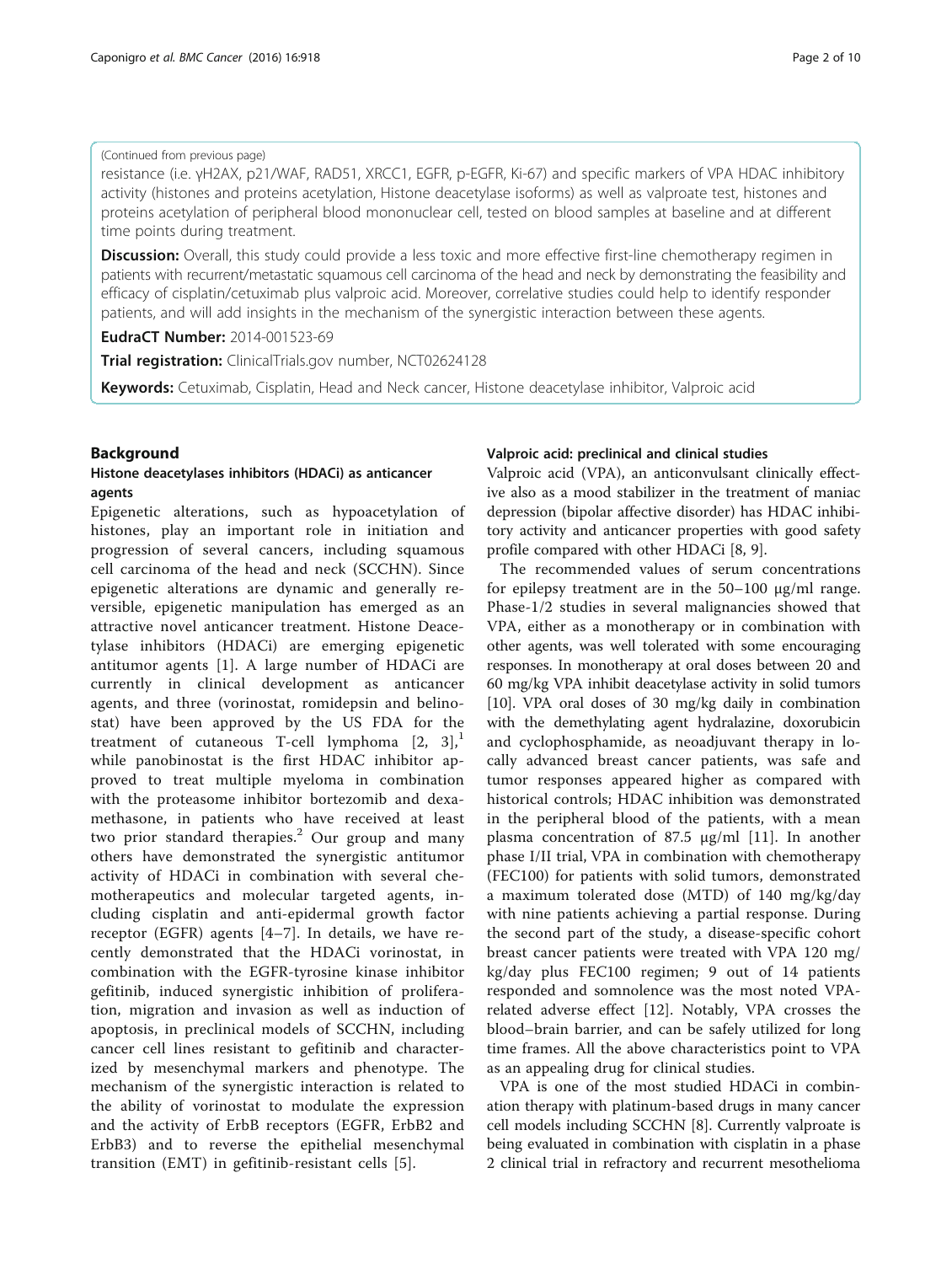(Continued from previous page)

resistance (i.e. γH2AX, p21/WAF, RAD51, XRCC1, EGFR, p-EGFR, Ki-67) and specific markers of VPA HDAC inhibitory activity (histones and proteins acetylation, Histone deacetylase isoforms) as well as valproate test, histones and proteins acetylation of peripheral blood mononuclear cell, tested on blood samples at baseline and at different time points during treatment.

**Discussion:** Overall, this study could provide a less toxic and more effective first-line chemotherapy regimen in patients with recurrent/metastatic squamous cell carcinoma of the head and neck by demonstrating the feasibility and efficacy of cisplatin/cetuximab plus valproic acid. Moreover, correlative studies could help to identify responder patients, and will add insights in the mechanism of the synergistic interaction between these agents.

**EudraCT Number:** 2014-001523-69

**Trial registration:** ClinicalTrials.gov number, NCT02624128

**Keywords:** Cetuximab, Cisplatin, Head and Neck cancer, Histone deacetylase inhibitor, Valproic acid

## Background

### Histone deacetylases inhibitors (HDACi) as anticancer agents

Epigenetic alterations, such as hypoacetylation of histones, play an important role in initiation and progression of several cancers, including squamous cell carcinoma of the head and neck (SCCHN). Since epigenetic alterations are dynamic and generally reversible, epigenetic manipulation has emerged as an attractive novel anticancer treatment. Histone Deacetylase inhibitors (HDACi) are emerging epigenetic antitumor agents [1]. A large number of HDACi are currently in clinical development as anticancer agents, and three (vorinostat, romidepsin and belinostat) have been approved by the US FDA for the treatment of cutaneous T-cell lymphoma [2, 3],[1] while panobinostat is the first HDAC inhibitor approved to treat multiple myeloma in combination with the proteasome inhibitor bortezomib and dexamethasone, in patients who have received at least two prior standard therapies.[2] Our group and many others have demonstrated the synergistic antitumor activity of HDACi in combination with several chemotherapeutics and molecular targeted agents, including cisplatin and anti-epidermal growth factor receptor (EGFR) agents [4–7]. In details, we have recently demonstrated that the HDACi vorinostat, in combination with the EGFR-tyrosine kinase inhibitor gefitinib, induced synergistic inhibition of proliferation, migration and invasion as well as induction of apoptosis, in preclinical models of SCCHN, including cancer cell lines resistant to gefitinib and characterized by mesenchymal markers and phenotype. The mechanism of the synergistic interaction is related to the ability of vorinostat to modulate the expression and the activity of ErbB receptors (EGFR, ErbB2 and ErbB3) and to reverse the epithelial mesenchymal transition (EMT) in gefitinib-resistant cells [5].

### Valproic acid: preclinical and clinical studies

Valproic acid (VPA), an anticonvulsant clinically effective also as a mood stabilizer in the treatment of maniac depression (bipolar affective disorder) has HDAC inhibitory activity and anticancer properties with good safety profile compared with other HDACi [8, 9].

The recommended values of serum concentrations for epilepsy treatment are in the 50–100 μg/ml range. Phase-1/2 studies in several malignancies showed that VPA, either as a monotherapy or in combination with other agents, was well tolerated with some encouraging responses. In monotherapy at oral doses between 20 and 60 mg/kg VPA inhibit deacetylase activity in solid tumors [10]. VPA oral doses of 30 mg/kg daily in combination with the demethylating agent hydralazine, doxorubicin and cyclophosphamide, as neoadjuvant therapy in locally advanced breast cancer patients, was safe and tumor responses appeared higher as compared with historical controls; HDAC inhibition was demonstrated in the peripheral blood of the patients, with a mean plasma concentration of 87.5 μg/ml [11]. In another phase I/II trial, VPA in combination with chemotherapy (FEC100) for patients with solid tumors, demonstrated a maximum tolerated dose (MTD) of 140 mg/kg/day with nine patients achieving a partial response. During the second part of the study, a disease-specific cohort breast cancer patients were treated with VPA 120 mg/kg/day plus FEC100 regimen; 9 out of 14 patients responded and somnolence was the most noted VPA-related adverse effect [12]. Notably, VPA crosses the blood–brain barrier, and can be safely utilized for long time frames. All the above characteristics point to VPA as an appealing drug for clinical studies.

VPA is one of the most studied HDACi in combination therapy with platinum-based drugs in many cancer cell models including SCCHN [8]. Currently valproate is being evaluated in combination with cisplatin in a phase 2 clinical trial in refractory and recurrent mesothelioma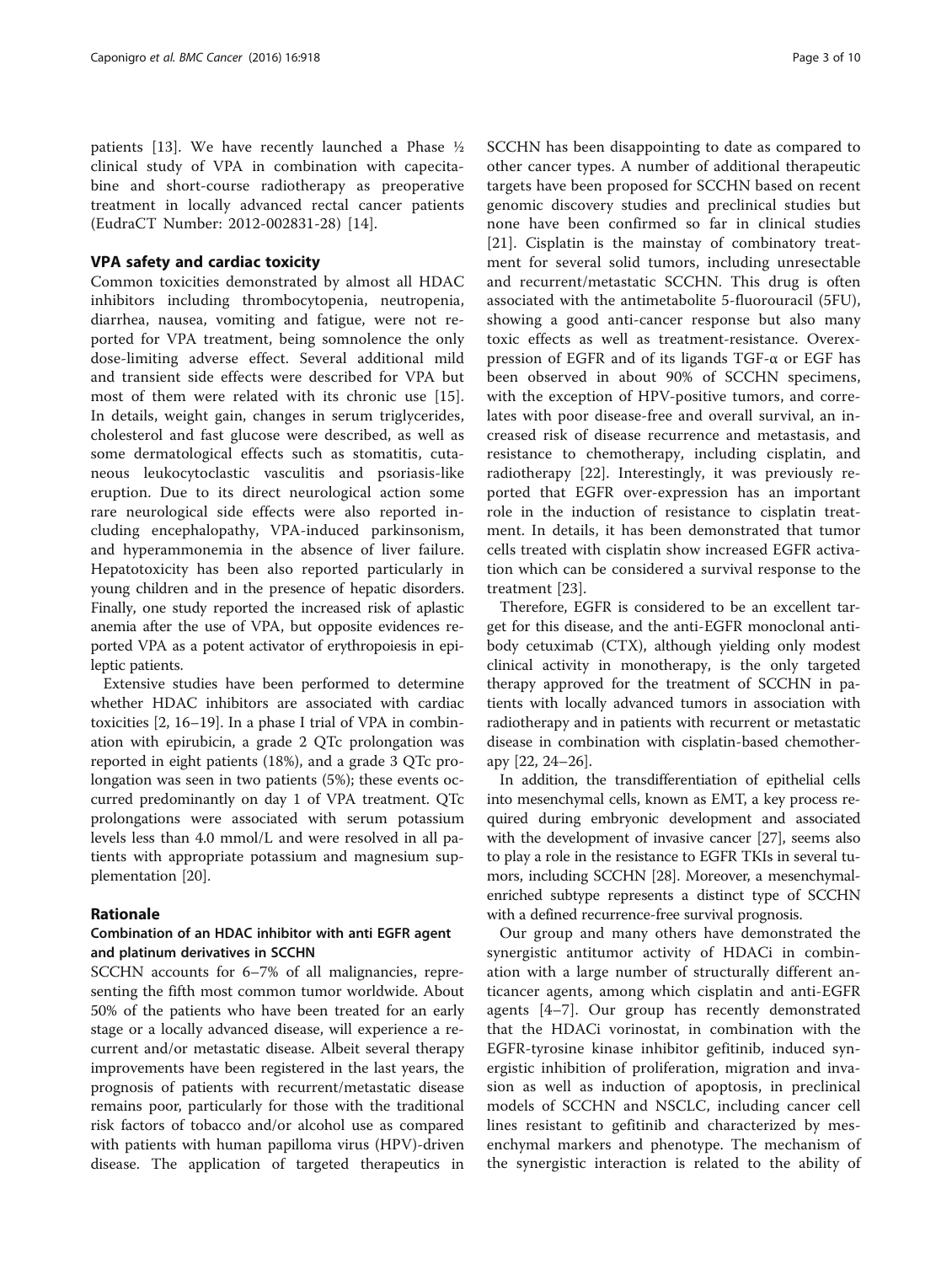patients [13]. We have recently launched a Phase ½ clinical study of VPA in combination with capecitabine and short-course radiotherapy as preoperative treatment in locally advanced rectal cancer patients (EudraCT Number: 2012-002831-28) [14].

## VPA safety and cardiac toxicity

Common toxicities demonstrated by almost all HDAC inhibitors including thrombocytopenia, neutropenia, diarrhea, nausea, vomiting and fatigue, were not reported for VPA treatment, being somnolence the only dose-limiting adverse effect. Several additional mild and transient side effects were described for VPA but most of them were related with its chronic use [15]. In details, weight gain, changes in serum triglycerides, cholesterol and fast glucose were described, as well as some dermatological effects such as stomatitis, cutaneous leukocytoclastic vasculitis and psoriasis-like eruption. Due to its direct neurological action some rare neurological side effects were also reported including encephalopathy, VPA-induced parkinsonism, and hyperammonemia in the absence of liver failure. Hepatotoxicity has been also reported particularly in young children and in the presence of hepatic disorders. Finally, one study reported the increased risk of aplastic anemia after the use of VPA, but opposite evidences reported VPA as a potent activator of erythropoiesis in epileptic patients.

Extensive studies have been performed to determine whether HDAC inhibitors are associated with cardiac toxicities [2, 16–19]. In a phase I trial of VPA in combination with epirubicin, a grade 2 QTc prolongation was reported in eight patients (18%), and a grade 3 QTc prolongation was seen in two patients (5%); these events occurred predominantly on day 1 of VPA treatment. QTc prolongations were associated with serum potassium levels less than 4.0 mmol/L and were resolved in all patients with appropriate potassium and magnesium supplementation [20].

## Rationale

### Combination of an HDAC inhibitor with anti EGFR agent and platinum derivatives in SCCHN

SCCHN accounts for 6–7% of all malignancies, representing the fifth most common tumor worldwide. About 50% of the patients who have been treated for an early stage or a locally advanced disease, will experience a recurrent and/or metastatic disease. Albeit several therapy improvements have been registered in the last years, the prognosis of patients with recurrent/metastatic disease remains poor, particularly for those with the traditional risk factors of tobacco and/or alcohol use as compared with patients with human papilloma virus (HPV)-driven disease. The application of targeted therapeutics in SCCHN has been disappointing to date as compared to other cancer types. A number of additional therapeutic targets have been proposed for SCCHN based on recent genomic discovery studies and preclinical studies but none have been confirmed so far in clinical studies [21]. Cisplatin is the mainstay of combinatory treatment for several solid tumors, including unresectable and recurrent/metastatic SCCHN. This drug is often associated with the antimetabolite 5-fluorouracil (5FU), showing a good anti-cancer response but also many toxic effects as well as treatment-resistance. Overexpression of EGFR and of its ligands TGF-α or EGF has been observed in about 90% of SCCHN specimens, with the exception of HPV-positive tumors, and correlates with poor disease-free and overall survival, an increased risk of disease recurrence and metastasis, and resistance to chemotherapy, including cisplatin, and radiotherapy [22]. Interestingly, it was previously reported that EGFR over-expression has an important role in the induction of resistance to cisplatin treatment. In details, it has been demonstrated that tumor cells treated with cisplatin show increased EGFR activation which can be considered a survival response to the treatment [23].

Therefore, EGFR is considered to be an excellent target for this disease, and the anti-EGFR monoclonal antibody cetuximab (CTX), although yielding only modest clinical activity in monotherapy, is the only targeted therapy approved for the treatment of SCCHN in patients with locally advanced tumors in association with radiotherapy and in patients with recurrent or metastatic disease in combination with cisplatin-based chemotherapy [22, 24–26].

In addition, the transdifferentiation of epithelial cells into mesenchymal cells, known as EMT, a key process required during embryonic development and associated with the development of invasive cancer [27], seems also to play a role in the resistance to EGFR TKIs in several tumors, including SCCHN [28]. Moreover, a mesenchymal-enriched subtype represents a distinct type of SCCHN with a defined recurrence-free survival prognosis.

Our group and many others have demonstrated the synergistic antitumor activity of HDACi in combination with a large number of structurally different anticancer agents, among which cisplatin and anti-EGFR agents [4–7]. Our group has recently demonstrated that the HDACi vorinostat, in combination with the EGFR-tyrosine kinase inhibitor gefitinib, induced synergistic inhibition of proliferation, migration and invasion as well as induction of apoptosis, in preclinical models of SCCHN and NSCLC, including cancer cell lines resistant to gefitinib and characterized by mesenchymal markers and phenotype. The mechanism of the synergistic interaction is related to the ability of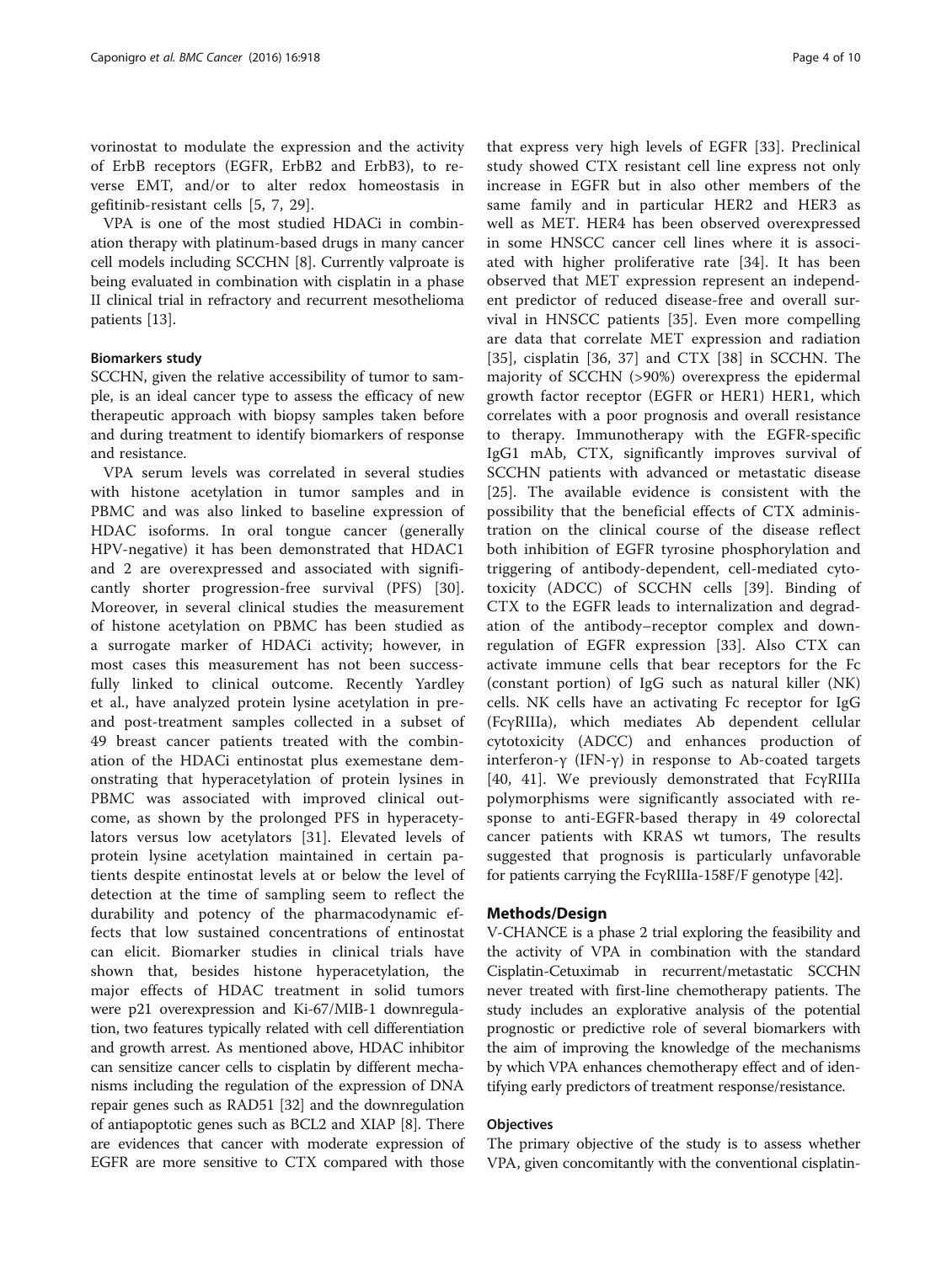vorinostat to modulate the expression and the activity of ErbB receptors (EGFR, ErbB2 and ErbB3), to reverse EMT, and/or to alter redox homeostasis in gefitinib-resistant cells [5, 7, 29].

VPA is one of the most studied HDACi in combination therapy with platinum-based drugs in many cancer cell models including SCCHN [8]. Currently valproate is being evaluated in combination with cisplatin in a phase II clinical trial in refractory and recurrent mesothelioma patients [13].

#### Biomarkers study

SCCHN, given the relative accessibility of tumor to sample, is an ideal cancer type to assess the efficacy of new therapeutic approach with biopsy samples taken before and during treatment to identify biomarkers of response and resistance.

VPA serum levels was correlated in several studies with histone acetylation in tumor samples and in PBMC and was also linked to baseline expression of HDAC isoforms. In oral tongue cancer (generally HPV-negative) it has been demonstrated that HDAC1 and 2 are overexpressed and associated with significantly shorter progression-free survival (PFS) [30]. Moreover, in several clinical studies the measurement of histone acetylation on PBMC has been studied as a surrogate marker of HDACi activity; however, in most cases this measurement has not been successfully linked to clinical outcome. Recently Yardley et al., have analyzed protein lysine acetylation in pre- and post-treatment samples collected in a subset of 49 breast cancer patients treated with the combination of the HDACi entinostat plus exemestane demonstrating that hyperacetylation of protein lysines in PBMC was associated with improved clinical outcome, as shown by the prolonged PFS in hyperacetylators versus low acetylators [31]. Elevated levels of protein lysine acetylation maintained in certain patients despite entinostat levels at or below the level of detection at the time of sampling seem to reflect the durability and potency of the pharmacodynamic effects that low sustained concentrations of entinostat can elicit. Biomarker studies in clinical trials have shown that, besides histone hyperacetylation, the major effects of HDAC treatment in solid tumors were p21 overexpression and Ki-67/MIB-1 downregulation, two features typically related with cell differentiation and growth arrest. As mentioned above, HDAC inhibitor can sensitize cancer cells to cisplatin by different mechanisms including the regulation of the expression of DNA repair genes such as RAD51 [32] and the downregulation of antiapoptotic genes such as BCL2 and XIAP [8]. There are evidences that cancer with moderate expression of EGFR are more sensitive to CTX compared with those that express very high levels of EGFR [33]. Preclinical study showed CTX resistant cell line express not only increase in EGFR but in also other members of the same family and in particular HER2 and HER3 as well as MET. HER4 has been observed overexpressed in some HNSCC cancer cell lines where it is associated with higher proliferative rate [34]. It has been observed that MET expression represent an independent predictor of reduced disease-free and overall survival in HNSCC patients [35]. Even more compelling are data that correlate MET expression and radiation [35], cisplatin [36, 37] and CTX [38] in SCCHN. The majority of SCCHN (>90%) overexpress the epidermal growth factor receptor (EGFR or HER1) HER1, which correlates with a poor prognosis and overall resistance to therapy. Immunotherapy with the EGFR-specific IgG1 mAb, CTX, significantly improves survival of SCCHN patients with advanced or metastatic disease [25]. The available evidence is consistent with the possibility that the beneficial effects of CTX administration on the clinical course of the disease reflect both inhibition of EGFR tyrosine phosphorylation and triggering of antibody-dependent, cell-mediated cytotoxicity (ADCC) of SCCHN cells [39]. Binding of CTX to the EGFR leads to internalization and degradation of the antibody–receptor complex and downregulation of EGFR expression [33]. Also CTX can activate immune cells that bear receptors for the Fc (constant portion) of IgG such as natural killer (NK) cells. NK cells have an activating Fc receptor for IgG (FcγRIIIa), which mediates Ab dependent cellular cytotoxicity (ADCC) and enhances production of interferon-γ (IFN-γ) in response to Ab-coated targets [40, 41]. We previously demonstrated that FcγRIIIa polymorphisms were significantly associated with response to anti-EGFR-based therapy in 49 colorectal cancer patients with KRAS wt tumors, The results suggested that prognosis is particularly unfavorable for patients carrying the FcγRIIIa-158F/F genotype [42].

## Methods/Design

V-CHANCE is a phase 2 trial exploring the feasibility and the activity of VPA in combination with the standard Cisplatin-Cetuximab in recurrent/metastatic SCCHN never treated with first-line chemotherapy patients. The study includes an explorative analysis of the potential prognostic or predictive role of several biomarkers with the aim of improving the knowledge of the mechanisms by which VPA enhances chemotherapy effect and of identifying early predictors of treatment response/resistance.

### Objectives

The primary objective of the study is to assess whether VPA, given concomitantly with the conventional cisplatin-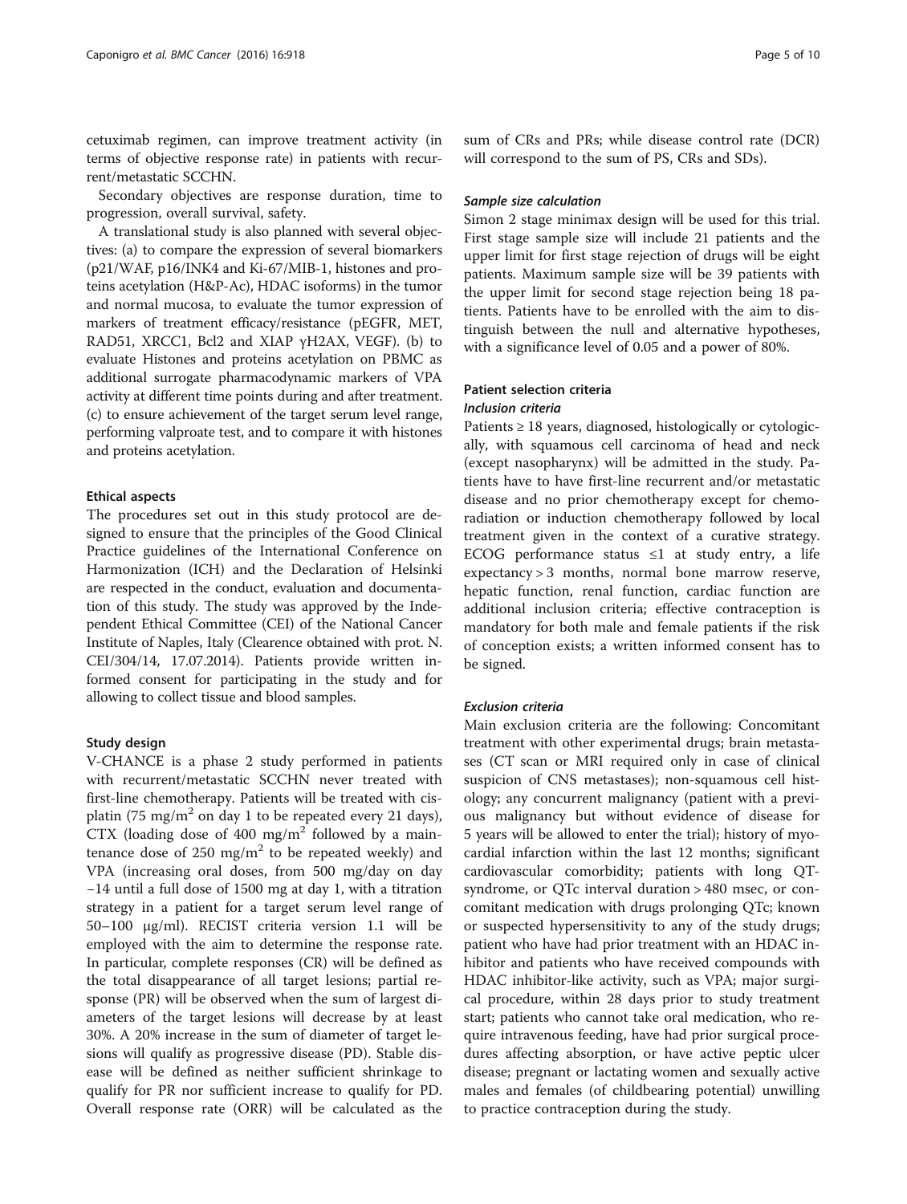cetuximab regimen, can improve treatment activity (in terms of objective response rate) in patients with recurrent/metastatic SCCHN.

Secondary objectives are response duration, time to progression, overall survival, safety.

A translational study is also planned with several objectives: (a) to compare the expression of several biomarkers (p21/WAF, p16/INK4 and Ki-67/MIB-1, histones and proteins acetylation (H&P-Ac), HDAC isoforms) in the tumor and normal mucosa, to evaluate the tumor expression of markers of treatment efficacy/resistance (pEGFR, MET, RAD51, XRCC1, Bcl2 and XIAP γH2AX, VEGF). (b) to evaluate Histones and proteins acetylation on PBMC as additional surrogate pharmacodynamic markers of VPA activity at different time points during and after treatment. (c) to ensure achievement of the target serum level range, performing valproate test, and to compare it with histones and proteins acetylation.

#### Ethical aspects

The procedures set out in this study protocol are designed to ensure that the principles of the Good Clinical Practice guidelines of the International Conference on Harmonization (ICH) and the Declaration of Helsinki are respected in the conduct, evaluation and documentation of this study. The study was approved by the Independent Ethical Committee (CEI) of the National Cancer Institute of Naples, Italy (Clearence obtained with prot. N. CEI/304/14, 17.07.2014). Patients provide written informed consent for participating in the study and for allowing to collect tissue and blood samples.

#### Study design

V-CHANCE is a phase 2 study performed in patients with recurrent/metastatic SCCHN never treated with first-line chemotherapy. Patients will be treated with cisplatin (75 mg/m$^2$ on day 1 to be repeated every 21 days), CTX (loading dose of 400 mg/m$^2$ followed by a maintenance dose of 250 mg/m$^2$ to be repeated weekly) and VPA (increasing oral doses, from 500 mg/day on day −14 until a full dose of 1500 mg at day 1, with a titration strategy in a patient for a target serum level range of 50–100 μg/ml). RECIST criteria version 1.1 will be employed with the aim to determine the response rate. In particular, complete responses (CR) will be defined as the total disappearance of all target lesions; partial response (PR) will be observed when the sum of largest diameters of the target lesions will decrease by at least 30%. A 20% increase in the sum of diameter of target lesions will qualify as progressive disease (PD). Stable disease will be defined as neither sufficient shrinkage to qualify for PR nor sufficient increase to qualify for PD. Overall response rate (ORR) will be calculated as the sum of CRs and PRs; while disease control rate (DCR) will correspond to the sum of PS, CRs and SDs).

##### *Sample size calculation*

Simon 2 stage minimax design will be used for this trial. First stage sample size will include 21 patients and the upper limit for first stage rejection of drugs will be eight patients. Maximum sample size will be 39 patients with the upper limit for second stage rejection being 18 patients. Patients have to be enrolled with the aim to distinguish between the null and alternative hypotheses, with a significance level of 0.05 and a power of 80%.

#### Patient selection criteria

##### *Inclusion criteria*

Patients ≥ 18 years, diagnosed, histologically or cytologically, with squamous cell carcinoma of head and neck (except nasopharynx) will be admitted in the study. Patients have to have first-line recurrent and/or metastatic disease and no prior chemotherapy except for chemoradiation or induction chemotherapy followed by local treatment given in the context of a curative strategy. ECOG performance status ≤1 at study entry, a life expectancy > 3 months, normal bone marrow reserve, hepatic function, renal function, cardiac function are additional inclusion criteria; effective contraception is mandatory for both male and female patients if the risk of conception exists; a written informed consent has to be signed.

##### *Exclusion criteria*

Main exclusion criteria are the following: Concomitant treatment with other experimental drugs; brain metastases (CT scan or MRI required only in case of clinical suspicion of CNS metastases); non-squamous cell histology; any concurrent malignancy (patient with a previous malignancy but without evidence of disease for 5 years will be allowed to enter the trial); history of myocardial infarction within the last 12 months; significant cardiovascular comorbidity; patients with long QT-syndrome, or QTc interval duration > 480 msec, or concomitant medication with drugs prolonging QTc; known or suspected hypersensitivity to any of the study drugs; patient who have had prior treatment with an HDAC inhibitor and patients who have received compounds with HDAC inhibitor-like activity, such as VPA; major surgical procedure, within 28 days prior to study treatment start; patients who cannot take oral medication, who require intravenous feeding, have had prior surgical procedures affecting absorption, or have active peptic ulcer disease; pregnant or lactating women and sexually active males and females (of childbearing potential) unwilling to practice contraception during the study.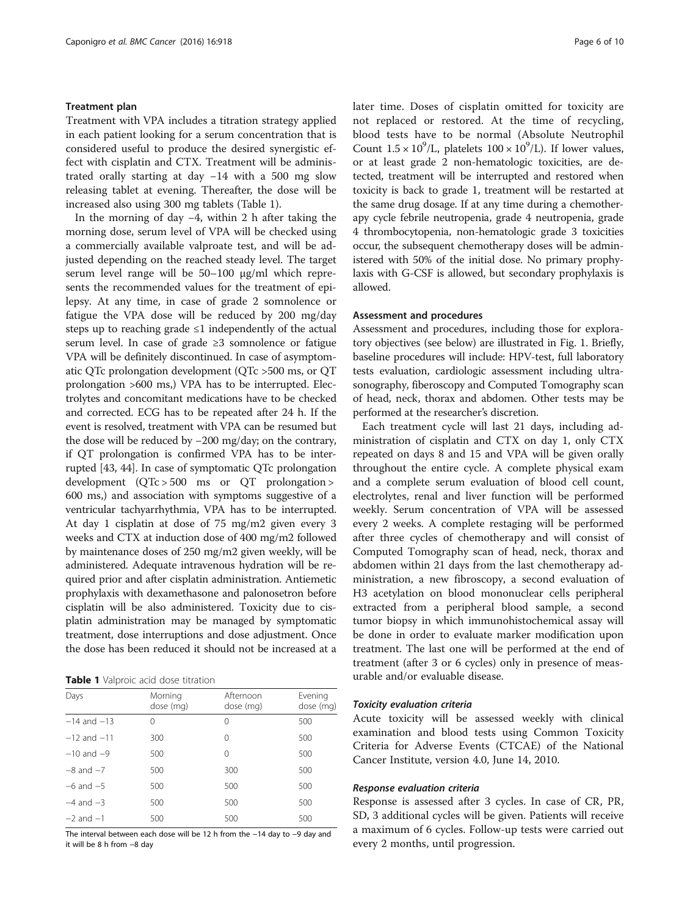### Treatment plan

Treatment with VPA includes a titration strategy applied in each patient looking for a serum concentration that is considered useful to produce the desired synergistic effect with cisplatin and CTX. Treatment will be administrated orally starting at day −14 with a 500 mg slow releasing tablet at evening. Thereafter, the dose will be increased also using 300 mg tablets (Table 1).

In the morning of day −4, within 2 h after taking the morning dose, serum level of VPA will be checked using a commercially available valproate test, and will be adjusted depending on the reached steady level. The target serum level range will be 50–100 μg/ml which represents the recommended values for the treatment of epilepsy. At any time, in case of grade 2 somnolence or fatigue the VPA dose will be reduced by 200 mg/day steps up to reaching grade ≤1 independently of the actual serum level. In case of grade ≥3 somnolence or fatigue VPA will be definitely discontinued. In case of asymptomatic QTc prolongation development (QTc >500 ms, or QT prolongation >600 ms,) VPA has to be interrupted. Electrolytes and concomitant medications have to be checked and corrected. ECG has to be repeated after 24 h. If the event is resolved, treatment with VPA can be resumed but the dose will be reduced by −200 mg/day; on the contrary, if QT prolongation is confirmed VPA has to be interrupted [43, 44]. In case of symptomatic QTc prolongation development (QTc > 500 ms or QT prolongation > 600 ms,) and association with symptoms suggestive of a ventricular tachyarrhythmia, VPA has to be interrupted. At day 1 cisplatin at dose of 75 mg/m2 given every 3 weeks and CTX at induction dose of 400 mg/m2 followed by maintenance doses of 250 mg/m2 given weekly, will be administered. Adequate intravenous hydration will be required prior and after cisplatin administration. Antiemetic prophylaxis with dexamethasone and palonosetron before cisplatin will be also administered. Toxicity due to cisplatin administration may be managed by symptomatic treatment, dose interruptions and dose adjustment. Once the dose has been reduced it should not be increased at a later time. Doses of cisplatin omitted for toxicity are not replaced or restored. At the time of recycling, blood tests have to be normal (Absolute Neutrophil Count $1.5 \times 10^9$/L, platelets $100 \times 10^9$/L). If lower values, or at least grade 2 non-hematologic toxicities, are detected, treatment will be interrupted and restored when toxicity is back to grade 1, treatment will be restarted at the same drug dosage. If at any time during a chemotherapy cycle febrile neutropenia, grade 4 neutropenia, grade 4 thrombocytopenia, non-hematologic grade 3 toxicities occur, the subsequent chemotherapy doses will be administered with 50% of the initial dose. No primary prophylaxis with G-CSF is allowed, but secondary prophylaxis is allowed.

**Table 1** Valproic acid dose titration

| Days | Morning dose (mg) | Afternoon dose (mg) | Evening dose (mg) |
|---|---|---|---|
| −14 and −13 | 0 | 0 | 500 |
| −12 and −11 | 300 | 0 | 500 |
| −10 and −9 | 500 | 0 | 500 |
| −8 and −7 | 500 | 300 | 500 |
| −6 and −5 | 500 | 500 | 500 |
| −4 and −3 | 500 | 500 | 500 |
| −2 and −1 | 500 | 500 | 500 |

The interval between each dose will be 12 h from the −14 day to −9 day and it will be 8 h from −8 day

### Assessment and procedures

Assessment and procedures, including those for exploratory objectives (see below) are illustrated in Fig. 1. Briefly, baseline procedures will include: HPV-test, full laboratory tests evaluation, cardiologic assessment including ultrasonography, fiberoscopy and Computed Tomography scan of head, neck, thorax and abdomen. Other tests may be performed at the researcher's discretion.

Each treatment cycle will last 21 days, including administration of cisplatin and CTX on day 1, only CTX repeated on days 8 and 15 and VPA will be given orally throughout the entire cycle. A complete physical exam and a complete serum evaluation of blood cell count, electrolytes, renal and liver function will be performed weekly. Serum concentration of VPA will be assessed every 2 weeks. A complete restaging will be performed after three cycles of chemotherapy and will consist of Computed Tomography scan of head, neck, thorax and abdomen within 21 days from the last chemotherapy administration, a new fibroscopy, a second evaluation of H3 acetylation on blood mononuclear cells peripheral extracted from a peripheral blood sample, a second tumor biopsy in which immunohistochemical assay will be done in order to evaluate marker modification upon treatment. The last one will be performed at the end of treatment (after 3 or 6 cycles) only in presence of measurable and/or evaluable disease.

#### *Toxicity evaluation criteria*

Acute toxicity will be assessed weekly with clinical examination and blood tests using Common Toxicity Criteria for Adverse Events (CTCAE) of the National Cancer Institute, version 4.0, June 14, 2010.

#### *Response evaluation criteria*

Response is assessed after 3 cycles. In case of CR, PR, SD, 3 additional cycles will be given. Patients will receive a maximum of 6 cycles. Follow-up tests were carried out every 2 months, until progression.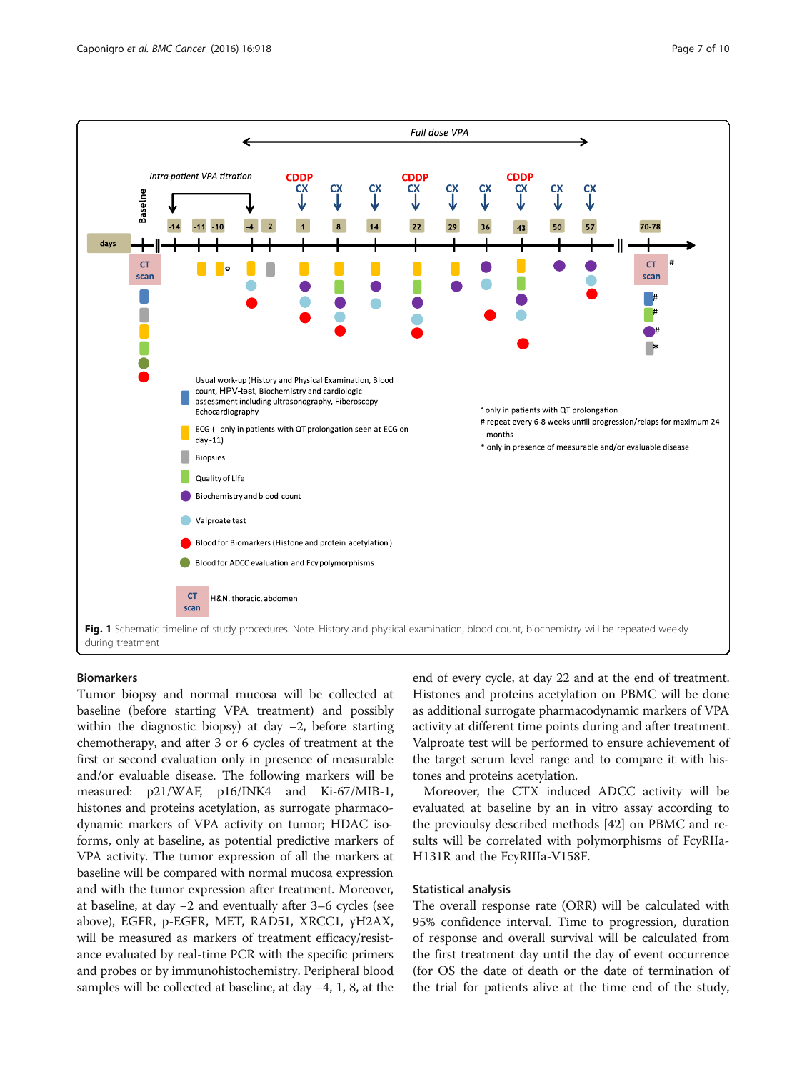**Fig. 1** Schematic timeline of study procedures. Note. History and physical examination, blood count, biochemistry will be repeated weekly during treatment

## Biomarkers

Tumor biopsy and normal mucosa will be collected at baseline (before starting VPA treatment) and possibly within the diagnostic biopsy) at day −2, before starting chemotherapy, and after 3 or 6 cycles of treatment at the first or second evaluation only in presence of measurable and/or evaluable disease. The following markers will be measured: p21/WAF, p16/INK4 and Ki-67/MIB-1, histones and proteins acetylation, as surrogate pharmacodynamic markers of VPA activity on tumor; HDAC isoforms, only at baseline, as potential predictive markers of VPA activity. The tumor expression of all the markers at baseline will be compared with normal mucosa expression and with the tumor expression after treatment. Moreover, at baseline, at day −2 and eventually after 3–6 cycles (see above), EGFR, p-EGFR, MET, RAD51, XRCC1, γH2AX, will be measured as markers of treatment efficacy/resistance evaluated by real-time PCR with the specific primers and probes or by immunohistochemistry. Peripheral blood samples will be collected at baseline, at day −4, 1, 8, at the end of every cycle, at day 22 and at the end of treatment. Histones and proteins acetylation on PBMC will be done as additional surrogate pharmacodynamic markers of VPA activity at different time points during and after treatment. Valproate test will be performed to ensure achievement of the target serum level range and to compare it with histones and proteins acetylation.

Moreover, the CTX induced ADCC activity will be evaluated at baseline by an in vitro assay according to the previously described methods [42] on PBMC and results will be correlated with polymorphisms of FcγRIIa-H131R and the FcγRIIIa-V158F.

## Statistical analysis

The overall response rate (ORR) will be calculated with 95% confidence interval. Time to progression, duration of response and overall survival will be calculated from the first treatment day until the day of event occurrence (for OS the date of death or the date of termination of the trial for patients alive at the time end of the study,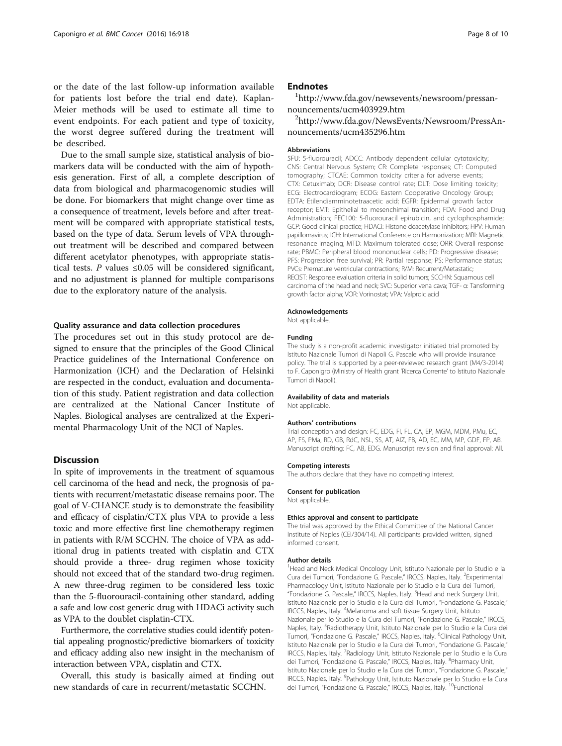or the date of the last follow-up information available for patients lost before the trial end date). Kaplan-Meier methods will be used to estimate all time to event endpoints. For each patient and type of toxicity, the worst degree suffered during the treatment will be described.

Due to the small sample size, statistical analysis of biomarkers data will be conducted with the aim of hypothesis generation. First of all, a complete description of data from biological and pharmacogenomic studies will be done. For biomarkers that might change over time as a consequence of treatment, levels before and after treatment will be compared with appropriate statistical tests, based on the type of data. Serum levels of VPA throughout treatment will be described and compared between different acetylator phenotypes, with appropriate statistical tests. *P* values ≤0.05 will be considered significant, and no adjustment is planned for multiple comparisons due to the exploratory nature of the analysis.

### Quality assurance and data collection procedures

The procedures set out in this study protocol are designed to ensure that the principles of the Good Clinical Practice guidelines of the International Conference on Harmonization (ICH) and the Declaration of Helsinki are respected in the conduct, evaluation and documentation of this study. Patient registration and data collection are centralized at the National Cancer Institute of Naples. Biological analyses are centralized at the Experimental Pharmacology Unit of the NCI of Naples.

## Discussion

In spite of improvements in the treatment of squamous cell carcinoma of the head and neck, the prognosis of patients with recurrent/metastatic disease remains poor. The goal of V-CHANCE study is to demonstrate the feasibility and efficacy of cisplatin/CTX plus VPA to provide a less toxic and more effective first line chemotherapy regimen in patients with R/M SCCHN. The choice of VPA as additional drug in patients treated with cisplatin and CTX should provide a three- drug regimen whose toxicity should not exceed that of the standard two-drug regimen. A new three-drug regimen to be considered less toxic than the 5-fluorouracil-containing other standard, adding a safe and low cost generic drug with HDACi activity such as VPA to the doublet cisplatin-CTX.

Furthermore, the correlative studies could identify potential appealing prognostic/predictive biomarkers of toxicity and efficacy adding also new insight in the mechanism of interaction between VPA, cisplatin and CTX.

Overall, this study is basically aimed at finding out new standards of care in recurrent/metastatic SCCHN.

## Endnotes

[1]http://www.fda.gov/newsevents/newsroom/pressannouncements/ucm403929.htm

[2]http://www.fda.gov/NewsEvents/Newsroom/PressAnnouncements/ucm435296.htm

### Abbreviations

5FU: 5-fluorouracil; ADCC: Antibody dependent cellular cytotoxicity; CNS: Central Nervous System; CR: Complete responses; CT: Computed tomography; CTCAE: Common toxicity criteria for adverse events; CTX: Cetuximab; DCR: Disease control rate; DLT: Dose limiting toxicity; ECG: Electrocardiogram; ECOG: Eastern Cooperative Oncology Group; EDTA: Etilendiamminotetraacetic acid; EGFR: Epidermal growth factor receptor; EMT: Epithelial to mesenchimal transition; FDA: Food and Drug Administration; FEC100: 5-fluorouracil epirubicin, and cyclophosphamide; GCP: Good clinical practice; HDACi: Histone deacetylase inhibitors; HPV: Human papillomavirus; ICH: International Conference on Harmonization; MRI: Magnetic resonance imaging; MTD: Maximum tolerated dose; ORR: Overall response rate; PBMC: Peripheral blood mononuclear cells; PD: Progressive disease; PFS: Progression free survival; PR: Partial response; PS: Performance status; PVCs: Premature ventricular contractions; R/M: Recurrent/Metastatic; RECIST: Response evaluation criteria in solid tumors; SCCHN: Squamous cell carcinoma of the head and neck; SVC: Superior vena cava; TGF- α: Tansforming growth factor alpha; VOR: Vorinostat; VPA: Valproic acid

### Acknowledgements

Not applicable.

### Funding

The study is a non-profit academic investigator initiated trial promoted by Istituto Nazionale Tumori di Napoli G. Pascale who will provide insurance policy. The trial is supported by a peer-reviewed research grant (M4/3-2014) to F. Caponigro (Ministry of Health grant 'Ricerca Corrente' to Istituto Nazionale Tumori di Napoli).

### Availability of data and materials

Not applicable.

### Authors' contributions

Trial conception and design: FC, EDG, FI, FL, CA, EP, MGM, MDM, PMu, EC, AP, FS, PMa, RD, GB, RdC, NSL, SS, AT, AIZ, FB, AD, EC, MM, MP, GDF, FP, AB. Manuscript drafting: FC, AB, EDG. Manuscript revision and final approval: All.

### Competing interests

The authors declare that they have no competing interest.

### Consent for publication

Not applicable.

### Ethics approval and consent to participate

The trial was approved by the Ethical Committee of the National Cancer Institute of Naples (CEI/304/14). All participants provided written, signed informed consent.

### Author details

[1]Head and Neck Medical Oncology Unit, Istituto Nazionale per lo Studio e la Cura dei Tumori, "Fondazione G. Pascale," IRCCS, Naples, Italy. [2]Experimental Pharmacology Unit, Istituto Nazionale per lo Studio e la Cura dei Tumori, "Fondazione G. Pascale," IRCCS, Naples, Italy. [3]Head and neck Surgery Unit, Istituto Nazionale per lo Studio e la Cura dei Tumori, "Fondazione G. Pascale," IRCCS, Naples, Italy. [4]Melanoma and soft tissue Surgery Unit, Istituto Nazionale per lo Studio e la Cura dei Tumori, "Fondazione G. Pascale," IRCCS, Naples, Italy. [5]Radiotherapy Unit, Istituto Nazionale per lo Studio e la Cura dei Tumori, "Fondazione G. Pascale," IRCCS, Naples, Italy. [6]Clinical Pathology Unit, Istituto Nazionale per lo Studio e la Cura dei Tumori, "Fondazione G. Pascale," IRCCS, Naples, Italy. [7]Radiology Unit, Istituto Nazionale per lo Studio e la Cura dei Tumori, "Fondazione G. Pascale," IRCCS, Naples, Italy. [8]Pharmacy Unit, Istituto Nazionale per lo Studio e la Cura dei Tumori, "Fondazione G. Pascale," IRCCS, Naples, Italy. [9]Pathology Unit, Istituto Nazionale per lo Studio e la Cura dei Tumori, "Fondazione G. Pascale," IRCCS, Naples, Italy. [10]Functional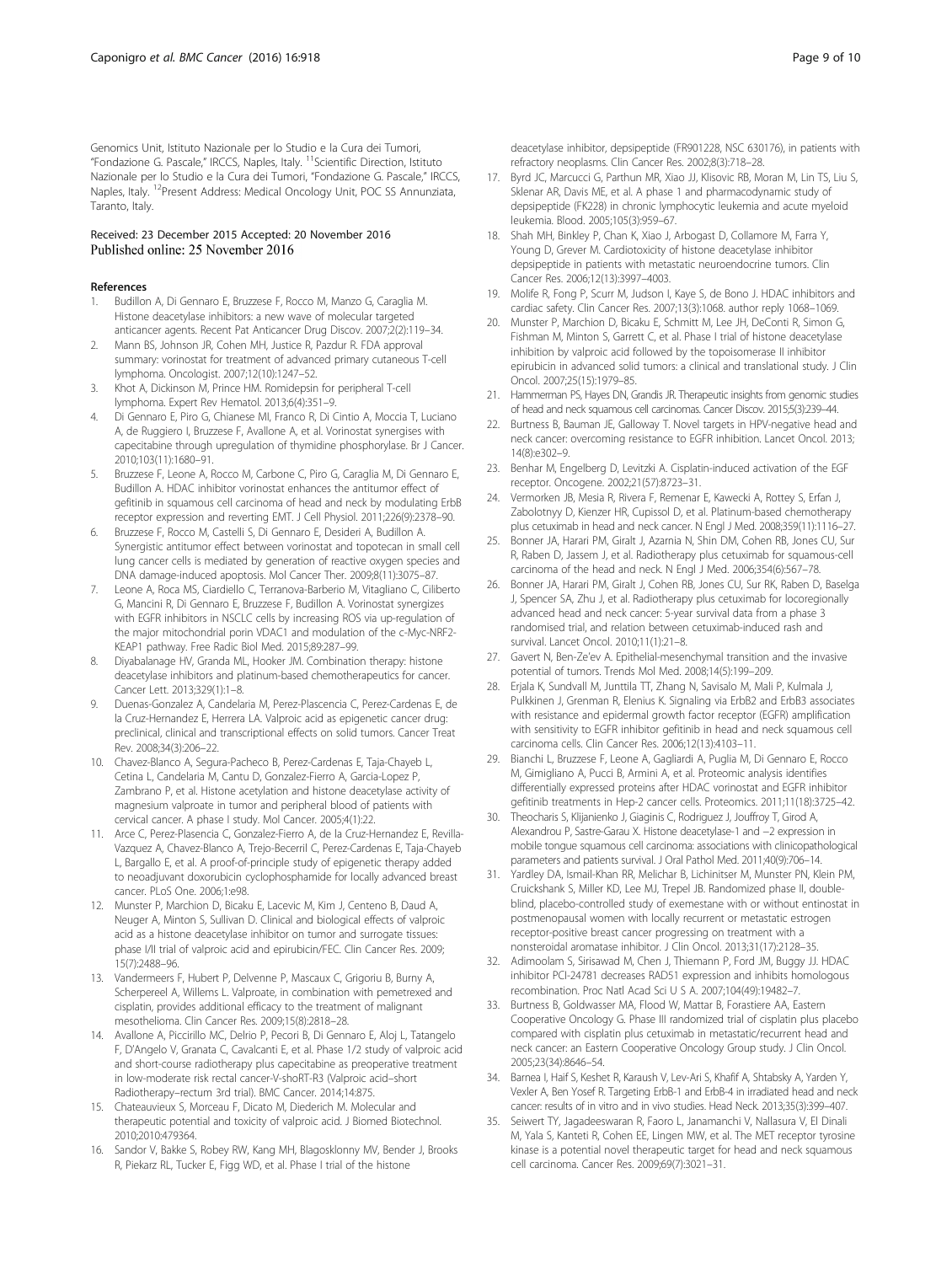Genomics Unit, Istituto Nazionale per lo Studio e la Cura dei Tumori, "Fondazione G. Pascale," IRCCS, Naples, Italy. [11]Scientific Direction, Istituto Nazionale per lo Studio e la Cura dei Tumori, "Fondazione G. Pascale," IRCCS, Naples, Italy. [12]Present Address: Medical Oncology Unit, POC SS Annunziata, Taranto, Italy.

Received: 23 December 2015 Accepted: 20 November 2016
Published online: 25 November 2016

## References

1. Budillon A, Di Gennaro E, Bruzzese F, Rocco M, Manzo G, Caraglia M. Histone deacetylase inhibitors: a new wave of molecular targeted anticancer agents. Recent Pat Anticancer Drug Discov. 2007;2(2):119–34.
2. Mann BS, Johnson JR, Cohen MH, Justice R, Pazdur R. FDA approval summary: vorinostat for treatment of advanced primary cutaneous T-cell lymphoma. Oncologist. 2007;12(10):1247–52.
3. Khot A, Dickinson M, Prince HM. Romidepsin for peripheral T-cell lymphoma. Expert Rev Hematol. 2013;6(4):351–9.
4. Di Gennaro E, Piro G, Chianese MI, Franco R, Di Cintio A, Moccia T, Luciano A, de Ruggiero I, Bruzzese F, Avallone A, et al. Vorinostat synergises with capecitabine through upregulation of thymidine phosphorylase. Br J Cancer. 2010;103(11):1680–91.
5. Bruzzese F, Leone A, Rocco M, Carbone C, Piro G, Caraglia M, Di Gennaro E, Budillon A. HDAC inhibitor vorinostat enhances the antitumor effect of gefitinib in squamous cell carcinoma of head and neck by modulating ErbB receptor expression and reverting EMT. J Cell Physiol. 2011;226(9):2378–90.
6. Bruzzese F, Rocco M, Castelli S, Di Gennaro E, Desideri A, Budillon A. Synergistic antitumor effect between vorinostat and topotecan in small cell lung cancer cells is mediated by generation of reactive oxygen species and DNA damage-induced apoptosis. Mol Cancer Ther. 2009;8(11):3075–87.
7. Leone A, Roca MS, Ciardiello C, Terranova-Barberio M, Vitagliano C, Ciliberto G, Mancini R, Di Gennaro E, Bruzzese F, Budillon A. Vorinostat synergizes with EGFR inhibitors in NSCLC cells by increasing ROS via up-regulation of the major mitochondrial porin VDAC1 and modulation of the c-Myc-NRF2-KEAP1 pathway. Free Radic Biol Med. 2015;89:287–99.
8. Diyabalanage HV, Granda ML, Hooker JM. Combination therapy: histone deacetylase inhibitors and platinum-based chemotherapeutics for cancer. Cancer Lett. 2013;329(1):1–8.
9. Duenas-Gonzalez A, Candelaria M, Perez-Plascencia C, Perez-Cardenas E, de la Cruz-Hernandez E, Herrera LA. Valproic acid as epigenetic cancer drug: preclinical, clinical and transcriptional effects on solid tumors. Cancer Treat Rev. 2008;34(3):206–22.
10. Chavez-Blanco A, Segura-Pacheco B, Perez-Cardenas E, Taja-Chayeb L, Cetina L, Candelaria M, Cantu D, Gonzalez-Fierro A, Garcia-Lopez P, Zambrano P, et al. Histone acetylation and histone deacetylase activity of magnesium valproate in tumor and peripheral blood of patients with cervical cancer. A phase I study. Mol Cancer. 2005;4(1):22.
11. Arce C, Perez-Plasencia C, Gonzalez-Fierro A, de la Cruz-Hernandez E, Revilla-Vazquez A, Chavez-Blanco A, Trejo-Becerril C, Perez-Cardenas E, Taja-Chayeb L, Bargallo E, et al. A proof-of-principle study of epigenetic therapy added to neoadjuvant doxorubicin cyclophosphamide for locally advanced breast cancer. PLoS One. 2006;1:e98.
12. Munster P, Marchion D, Bicaku E, Lacevic M, Kim J, Centeno B, Daud A, Neuger A, Minton S, Sullivan D. Clinical and biological effects of valproic acid as a histone deacetylase inhibitor on tumor and surrogate tissues: phase I/II trial of valproic acid and epirubicin/FEC. Clin Cancer Res. 2009;15(7):2488–96.
13. Vandermeers F, Hubert P, Delvenne P, Mascaux C, Grigoriu B, Burny A, Scherpereel A, Willems L. Valproate, in combination with pemetrexed and cisplatin, provides additional efficacy to the treatment of malignant mesothelioma. Clin Cancer Res. 2009;15(8):2818–28.
14. Avallone A, Piccirillo MC, Delrio P, Pecori B, Di Gennaro E, Aloj L, Tatangelo F, D'Angelo V, Granata C, Cavalcanti E, et al. Phase 1/2 study of valproic acid and short-course radiotherapy plus capecitabine as preoperative treatment in low-moderate risk rectal cancer-V-shoRT-R3 (Valproic acid–short Radiotherapy–rectum 3rd trial). BMC Cancer. 2014;14:875.
15. Chateauvieux S, Morceau F, Dicato M, Diederich M. Molecular and therapeutic potential and toxicity of valproic acid. J Biomed Biotechnol. 2010;2010:479364.
16. Sandor V, Bakke S, Robey RW, Kang MH, Blagosklonny MV, Bender J, Brooks R, Piekarz RL, Tucker E, Figg WD, et al. Phase I trial of the histone deacetylase inhibitor, depsipeptide (FR901228, NSC 630176), in patients with refractory neoplasms. Clin Cancer Res. 2002;8(3):718–28.
17. Byrd JC, Marcucci G, Parthun MR, Xiao JJ, Klisovic RB, Moran M, Lin TS, Liu S, Sklenar AR, Davis ME, et al. A phase 1 and pharmacodynamic study of depsipeptide (FK228) in chronic lymphocytic leukemia and acute myeloid leukemia. Blood. 2005;105(3):959–67.
18. Shah MH, Binkley P, Chan K, Xiao J, Arbogast D, Collamore M, Farra Y, Young D, Grever M. Cardiotoxicity of histone deacetylase inhibitor depsipeptide in patients with metastatic neuroendocrine tumors. Clin Cancer Res. 2006;12(13):3997–4003.
19. Molife R, Fong P, Scurr M, Judson I, Kaye S, de Bono J. HDAC inhibitors and cardiac safety. Clin Cancer Res. 2007;13(3):1068. author reply 1068–1069.
20. Munster P, Marchion D, Bicaku E, Schmitt M, Lee JH, DeConti R, Simon G, Fishman M, Minton S, Garrett C, et al. Phase I trial of histone deacetylase inhibition by valproic acid followed by the topoisomerase II inhibitor epirubicin in advanced solid tumors: a clinical and translational study. J Clin Oncol. 2007;25(15):1979–85.
21. Hammerman PS, Hayes DN, Grandis JR. Therapeutic insights from genomic studies of head and neck squamous cell carcinomas. Cancer Discov. 2015;5(3):239–44.
22. Burtness B, Bauman JE, Galloway T. Novel targets in HPV-negative head and neck cancer: overcoming resistance to EGFR inhibition. Lancet Oncol. 2013;14(8):e302–9.
23. Benhar M, Engelberg D, Levitzki A. Cisplatin-induced activation of the EGF receptor. Oncogene. 2002;21(57):8723–31.
24. Vermorken JB, Mesia R, Rivera F, Remenar E, Kawecki A, Rottey S, Erfan J, Zabolotnyy D, Kienzer HR, Cupissol D, et al. Platinum-based chemotherapy plus cetuximab in head and neck cancer. N Engl J Med. 2008;359(11):1116–27.
25. Bonner JA, Harari PM, Giralt J, Azarnia N, Shin DM, Cohen RB, Jones CU, Sur R, Raben D, Jassem J, et al. Radiotherapy plus cetuximab for squamous-cell carcinoma of the head and neck. N Engl J Med. 2006;354(6):567–78.
26. Bonner JA, Harari PM, Giralt J, Cohen RB, Jones CU, Sur RK, Raben D, Baselga J, Spencer SA, Zhu J, et al. Radiotherapy plus cetuximab for locoregionally advanced head and neck cancer: 5-year survival data from a phase 3 randomised trial, and relation between cetuximab-induced rash and survival. Lancet Oncol. 2010;11(1):21–8.
27. Gavert N, Ben-Ze'ev A. Epithelial-mesenchymal transition and the invasive potential of tumors. Trends Mol Med. 2008;14(5):199–209.
28. Erjala K, Sundvall M, Junttila TT, Zhang N, Savisalo M, Mali P, Kulmala J, Pulkkinen J, Grenman R, Elenius K. Signaling via ErbB2 and ErbB3 associates with resistance and epidermal growth factor receptor (EGFR) amplification with sensitivity to EGFR inhibitor gefitinib in head and neck squamous cell carcinoma cells. Clin Cancer Res. 2006;12(13):4103–11.
29. Bianchi L, Bruzzese F, Leone A, Gagliardi A, Puglia M, Di Gennaro E, Rocco M, Gimigliano A, Pucci B, Armini A, et al. Proteomic analysis identifies differentially expressed proteins after HDAC vorinostat and EGFR inhibitor gefitinib treatments in Hep-2 cancer cells. Proteomics. 2011;11(18):3725–42.
30. Theocharis S, Klijanienko J, Giaginis C, Rodriguez J, Jouffroy T, Girod A, Alexandrou P, Sastre-Garau X. Histone deacetylase-1 and −2 expression in mobile tongue squamous cell carcinoma: associations with clinicopathological parameters and patients survival. J Oral Pathol Med. 2011;40(9):706–14.
31. Yardley DA, Ismail-Khan RR, Melichar B, Lichinitser M, Munster PN, Klein PM, Cruickshank S, Miller KD, Lee MJ, Trepel JB. Randomized phase II, double-blind, placebo-controlled study of exemestane with or without entinostat in postmenopausal women with locally recurrent or metastatic estrogen receptor-positive breast cancer progressing on treatment with a nonsteroidal aromatase inhibitor. J Clin Oncol. 2013;31(17):2128–35.
32. Adimoolam S, Sirisawad M, Chen J, Thiemann P, Ford JM, Buggy JJ. HDAC inhibitor PCI-24781 decreases RAD51 expression and inhibits homologous recombination. Proc Natl Acad Sci U S A. 2007;104(49):19482–7.
33. Burtness B, Goldwasser MA, Flood W, Mattar B, Forastiere AA, Eastern Cooperative Oncology G. Phase III randomized trial of cisplatin plus placebo compared with cisplatin plus cetuximab in metastatic/recurrent head and neck cancer: an Eastern Cooperative Oncology Group study. J Clin Oncol. 2005;23(34):8646–54.
34. Barnea I, Haif S, Keshet R, Karaush V, Lev-Ari S, Khafif A, Shtabsky A, Yarden Y, Vexler A, Ben Yosef R. Targeting ErbB-1 and ErbB-4 in irradiated head and neck cancer: results of in vitro and in vivo studies. Head Neck. 2013;35(3):399–407.
35. Seiwert TY, Jagadeeswaran R, Faoro L, Janamanchi V, Nallasura V, El Dinali M, Yala S, Kanteti R, Cohen EE, Lingen MW, et al. The MET receptor tyrosine kinase is a potential novel therapeutic target for head and neck squamous cell carcinoma. Cancer Res. 2009;69(7):3021–31.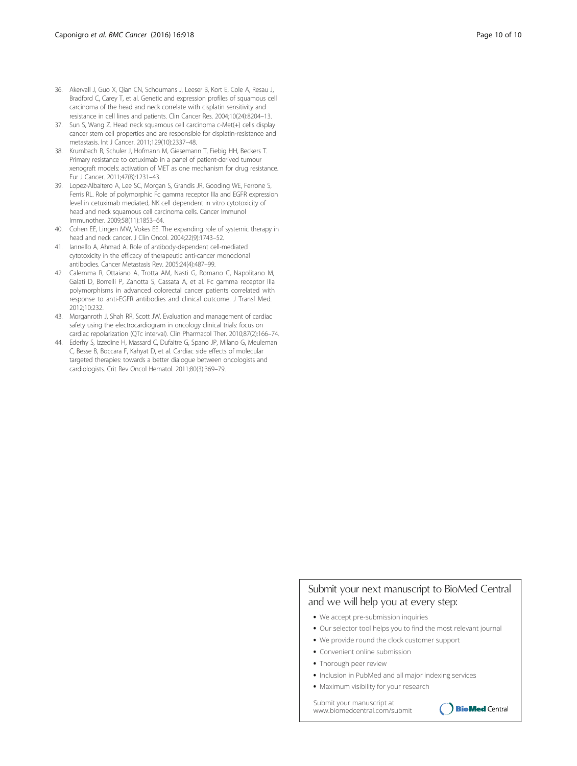36. Akervall J, Guo X, Qian CN, Schoumans J, Leeser B, Kort E, Cole A, Resau J, Bradford C, Carey T, et al. Genetic and expression profiles of squamous cell carcinoma of the head and neck correlate with cisplatin sensitivity and resistance in cell lines and patients. Clin Cancer Res. 2004;10(24):8204–13.
37. Sun S, Wang Z. Head neck squamous cell carcinoma c-Met(+) cells display cancer stem cell properties and are responsible for cisplatin-resistance and metastasis. Int J Cancer. 2011;129(10):2337–48.
38. Krumbach R, Schuler J, Hofmann M, Giesemann T, Fiebig HH, Beckers T. Primary resistance to cetuximab in a panel of patient-derived tumour xenograft models: activation of MET as one mechanism for drug resistance. Eur J Cancer. 2011;47(8):1231–43.
39. Lopez-Albaitero A, Lee SC, Morgan S, Grandis JR, Gooding WE, Ferrone S, Ferris RL. Role of polymorphic Fc gamma receptor IIIa and EGFR expression level in cetuximab mediated, NK cell dependent in vitro cytotoxicity of head and neck squamous cell carcinoma cells. Cancer Immunol Immunother. 2009;58(11):1853–64.
40. Cohen EE, Lingen MW, Vokes EE. The expanding role of systemic therapy in head and neck cancer. J Clin Oncol. 2004;22(9):1743–52.
41. Iannello A, Ahmad A. Role of antibody-dependent cell-mediated cytotoxicity in the efficacy of therapeutic anti-cancer monoclonal antibodies. Cancer Metastasis Rev. 2005;24(4):487–99.
42. Calemma R, Ottaiano A, Trotta AM, Nasti G, Romano C, Napolitano M, Galati D, Borrelli P, Zanotta S, Cassata A, et al. Fc gamma receptor IIIa polymorphisms in advanced colorectal cancer patients correlated with response to anti-EGFR antibodies and clinical outcome. J Transl Med. 2012;10:232.
43. Morganroth J, Shah RR, Scott JW. Evaluation and management of cardiac safety using the electrocardiogram in oncology clinical trials: focus on cardiac repolarization (QTc interval). Clin Pharmacol Ther. 2010;87(2):166–74.
44. Ederhy S, Izzedine H, Massard C, Dufaitre G, Spano JP, Milano G, Meuleman C, Besse B, Boccara F, Kahyat D, et al. Cardiac side effects of molecular targeted therapies: towards a better dialogue between oncologists and cardiologists. Crit Rev Oncol Hematol. 2011;80(3):369–79.

Submit your next manuscript to BioMed Central and we will help you at every step:

- We accept pre-submission inquiries
- Our selector tool helps you to find the most relevant journal
- We provide round the clock customer support
- Convenient online submission
- Thorough peer review
- Inclusion in PubMed and all major indexing services
- Maximum visibility for your research

Submit your manuscript at
www.biomedcentral.com/submit

BioMed Central